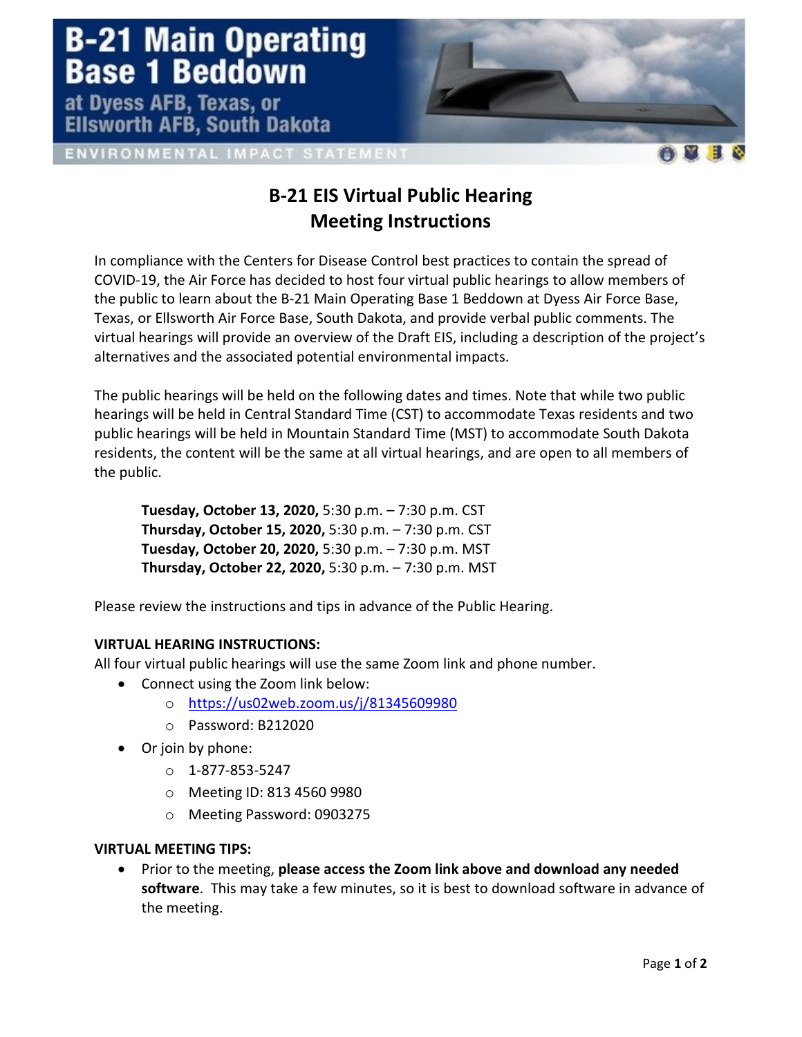# B-21 Main Operating Base 1 Beddown

at Dyess AFB, Texas, or Ellsworth AFB, South Dakota

ENVIRONMENTAL IMPACT STATEMENT

## B-21 EIS Virtual Public Hearing
## Meeting Instructions

In compliance with the Centers for Disease Control best practices to contain the spread of COVID-19, the Air Force has decided to host four virtual public hearings to allow members of the public to learn about the B-21 Main Operating Base 1 Beddown at Dyess Air Force Base, Texas, or Ellsworth Air Force Base, South Dakota, and provide verbal public comments. The virtual hearings will provide an overview of the Draft EIS, including a description of the project's alternatives and the associated potential environmental impacts.

The public hearings will be held on the following dates and times. Note that while two public hearings will be held in Central Standard Time (CST) to accommodate Texas residents and two public hearings will be held in Mountain Standard Time (MST) to accommodate South Dakota residents, the content will be the same at all virtual hearings, and are open to all members of the public.

**Tuesday, October 13, 2020,** 5:30 p.m. – 7:30 p.m. CST
**Thursday, October 15, 2020,** 5:30 p.m. – 7:30 p.m. CST
**Tuesday, October 20, 2020,** 5:30 p.m. – 7:30 p.m. MST
**Thursday, October 22, 2020,** 5:30 p.m. – 7:30 p.m. MST

Please review the instructions and tips in advance of the Public Hearing.

**VIRTUAL HEARING INSTRUCTIONS:**
All four virtual public hearings will use the same Zoom link and phone number.

- Connect using the Zoom link below:
  - https://us02web.zoom.us/j/81345609980
  - Password: B212020
- Or join by phone:
  - 1-877-853-5247
  - Meeting ID: 813 4560 9980
  - Meeting Password: 0903275

**VIRTUAL MEETING TIPS:**

- Prior to the meeting, **please access the Zoom link above and download any needed software**. This may take a few minutes, so it is best to download software in advance of the meeting.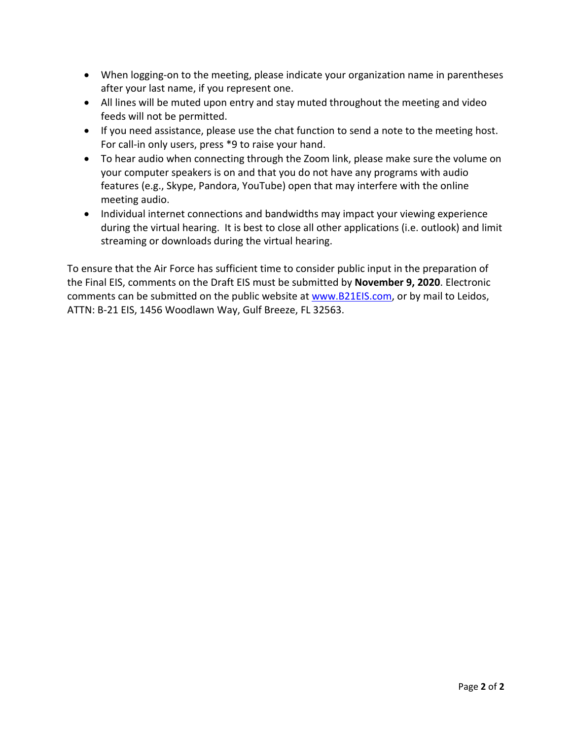- When logging-on to the meeting, please indicate your organization name in parentheses after your last name, if you represent one.
- All lines will be muted upon entry and stay muted throughout the meeting and video feeds will not be permitted.
- If you need assistance, please use the chat function to send a note to the meeting host. For call-in only users, press *9 to raise your hand.
- To hear audio when connecting through the Zoom link, please make sure the volume on your computer speakers is on and that you do not have any programs with audio features (e.g., Skype, Pandora, YouTube) open that may interfere with the online meeting audio.
- Individual internet connections and bandwidths may impact your viewing experience during the virtual hearing. It is best to close all other applications (i.e. outlook) and limit streaming or downloads during the virtual hearing.

To ensure that the Air Force has sufficient time to consider public input in the preparation of the Final EIS, comments on the Draft EIS must be submitted by **November 9, 2020**. Electronic comments can be submitted on the public website at [www.B21EIS.com](http://www.B21EIS.com), or by mail to Leidos, ATTN: B-21 EIS, 1456 Woodlawn Way, Gulf Breeze, FL 32563.